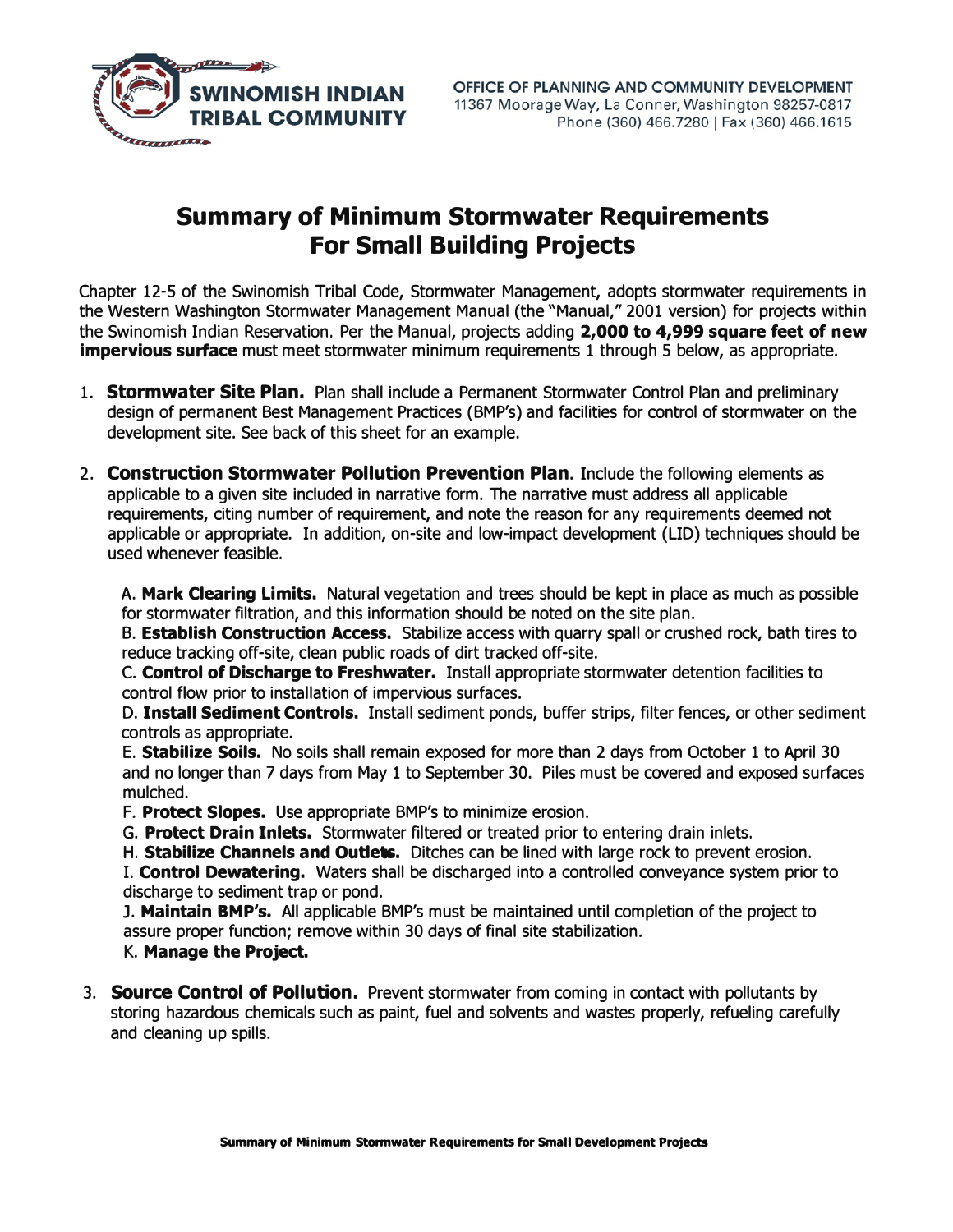SWINOMISH INDIAN TRIBAL COMMUNITY

OFFICE OF PLANNING AND COMMUNITY DEVELOPMENT
11367 Moorage Way, La Conner, Washington 98257-0817
Phone (360) 466.7280 | Fax (360) 466.1615

# Summary of Minimum Stormwater Requirements For Small Building Projects

Chapter 12-5 of the Swinomish Tribal Code, Stormwater Management, adopts stormwater requirements in the Western Washington Stormwater Management Manual (the "Manual," 2001 version) for projects within the Swinomish Indian Reservation. Per the Manual, projects adding **2,000 to 4,999 square feet of new impervious surface** must meet stormwater minimum requirements 1 through 5 below, as appropriate.

1. **Stormwater Site Plan.** Plan shall include a Permanent Stormwater Control Plan and preliminary design of permanent Best Management Practices (BMP's) and facilities for control of stormwater on the development site. See back of this sheet for an example.

2. **Construction Stormwater Pollution Prevention Plan**. Include the following elements as applicable to a given site included in narrative form. The narrative must address all applicable requirements, citing number of requirement, and note the reason for any requirements deemed not applicable or appropriate. In addition, on-site and low-impact development (LID) techniques should be used whenever feasible.

   A. **Mark Clearing Limits.** Natural vegetation and trees should be kept in place as much as possible for stormwater filtration, and this information should be noted on the site plan.
   B. **Establish Construction Access.** Stabilize access with quarry spall or crushed rock, bath tires to reduce tracking off-site, clean public roads of dirt tracked off-site.
   C. **Control of Discharge to Freshwater.** Install appropriate stormwater detention facilities to control flow prior to installation of impervious surfaces.
   D. **Install Sediment Controls.** Install sediment ponds, buffer strips, filter fences, or other sediment controls as appropriate.
   E. **Stabilize Soils.** No soils shall remain exposed for more than 2 days from October 1 to April 30 and no longer than 7 days from May 1 to September 30. Piles must be covered and exposed surfaces mulched.
   F. **Protect Slopes.** Use appropriate BMP's to minimize erosion.
   G. **Protect Drain Inlets.** Stormwater filtered or treated prior to entering drain inlets.
   H. **Stabilize Channels and Outlets.** Ditches can be lined with large rock to prevent erosion.
   I. **Control Dewatering.** Waters shall be discharged into a controlled conveyance system prior to discharge to sediment trap or pond.
   J. **Maintain BMP's.** All applicable BMP's must be maintained until completion of the project to assure proper function; remove within 30 days of final site stabilization.
   K. **Manage the Project.**

3. **Source Control of Pollution.** Prevent stormwater from coming in contact with pollutants by storing hazardous chemicals such as paint, fuel and solvents and wastes properly, refueling carefully and cleaning up spills.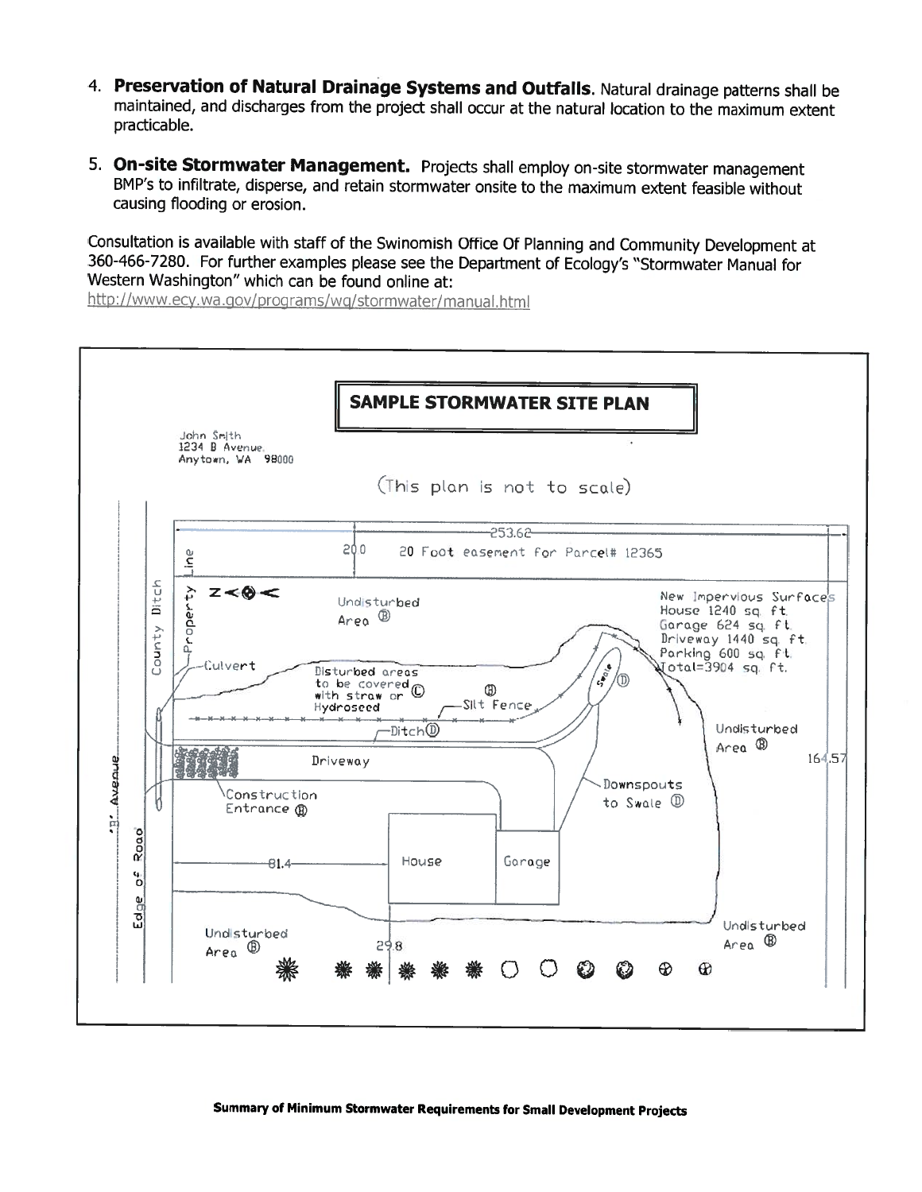4. **Preservation of Natural Drainage Systems and Outfalls.** Natural drainage patterns shall be maintained, and discharges from the project shall occur at the natural location to the maximum extent practicable.

5. **On-site Stormwater Management.** Projects shall employ on-site stormwater management BMP's to infiltrate, disperse, and retain stormwater onsite to the maximum extent feasible without causing flooding or erosion.

Consultation is available with staff of the Swinomish Office Of Planning and Community Development at 360-466-7280. For further examples please see the Department of Ecology's "Stormwater Manual for Western Washington" which can be found online at:
http://www.ecy.wa.gov/programs/wq/stormwater/manual.html

**SAMPLE STORMWATER SITE PLAN**

John Smith
1234 B Avenue
Anytown, WA 98000

(This plan is not to scale)

253.62

20.0 20 Foot easement for Parcel# 12365

County Ditch

Property Line

Undisturbed Area Ⓑ

New Impervious Surfaces
House 1240 sq. ft.
Garage 624 sq. ft.
Driveway 1440 sq. ft.
Parking 600 sq. ft.
Total=3904 sq. ft.

Culvert

Disturbed areas to be covered with straw or Hydroseed Ⓒ

Ⓑ

Silt Fence

Swale Ⓓ

Ditch Ⓓ

Undisturbed Area Ⓑ

164.57

"B" Avenue

Driveway

Construction Entrance Ⓑ

Downspouts to Swale Ⓓ

Edge of Road

81.4

House

Garage

Undisturbed Area Ⓑ

29.8

Undisturbed Area Ⓑ

**Summary of Minimum Stormwater Requirements for Small Development Projects**